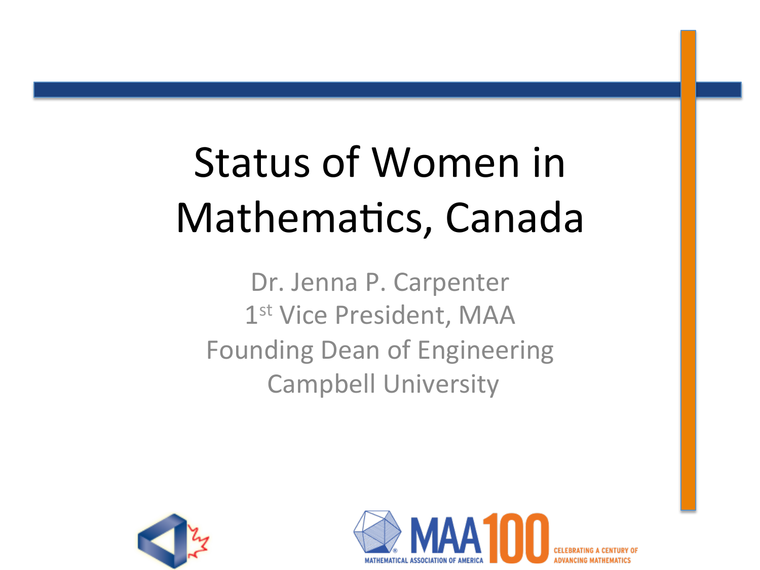# Status of Women in Mathematics, Canada

Dr. Jenna P. Carpenter

1st Vice President, MAA

Founding Dean of Engineering

Campbell University

MATHEMATICAL ASSOCIATION OF AMERICA

MAA 100

CELEBRATING A CENTURY OF ADVANCING MATHEMATICS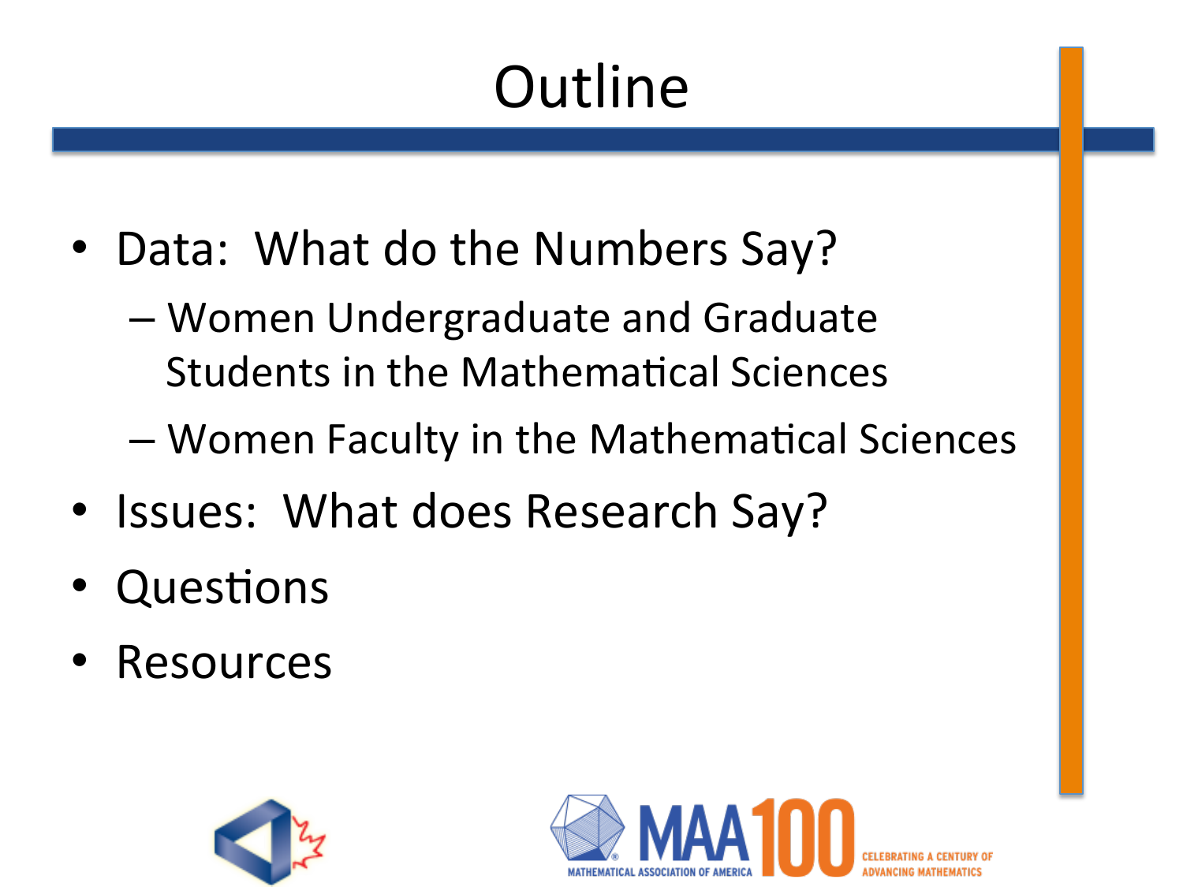# Outline

- Data: What do the Numbers Say?
  - Women Undergraduate and Graduate Students in the Mathematical Sciences
  - Women Faculty in the Mathematical Sciences
- Issues: What does Research Say?
- Questions
- Resources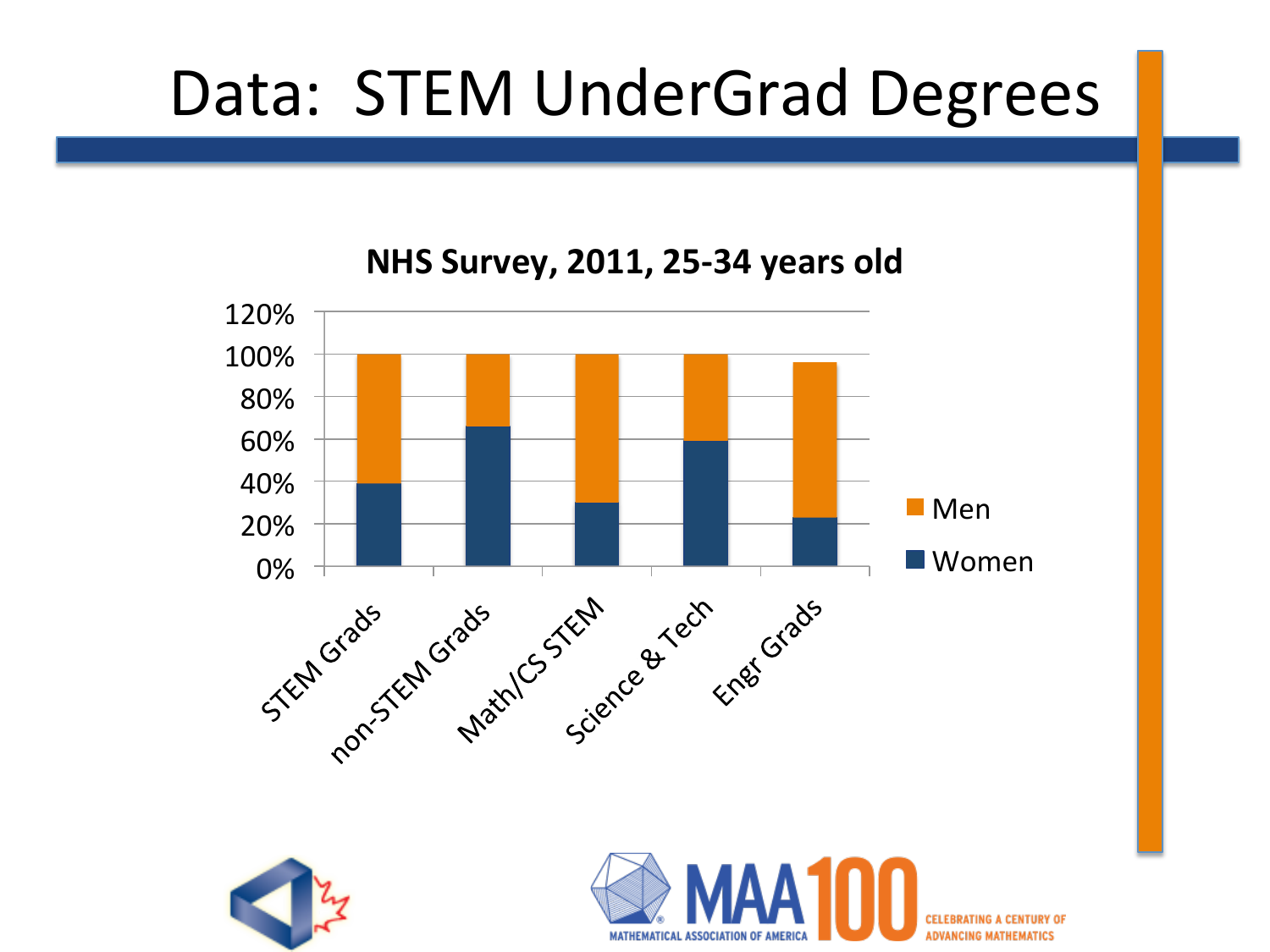# Data: STEM UnderGrad Degrees

**NHS Survey, 2011, 25-34 years old**

| Category | Women | Men |
|---|---|---|
| STEM Grads | ~39% | ~61% |
| non-STEM Grads | ~66% | ~34% |
| Math/CS STEM | ~30% | ~70% |
| Science & Tech | ~59% | ~41% |
| Engr Grads | ~23% | ~73% |

MATHEMATICAL ASSOCIATION OF AMERICA

MAA 100 CELEBRATING A CENTURY OF ADVANCING MATHEMATICS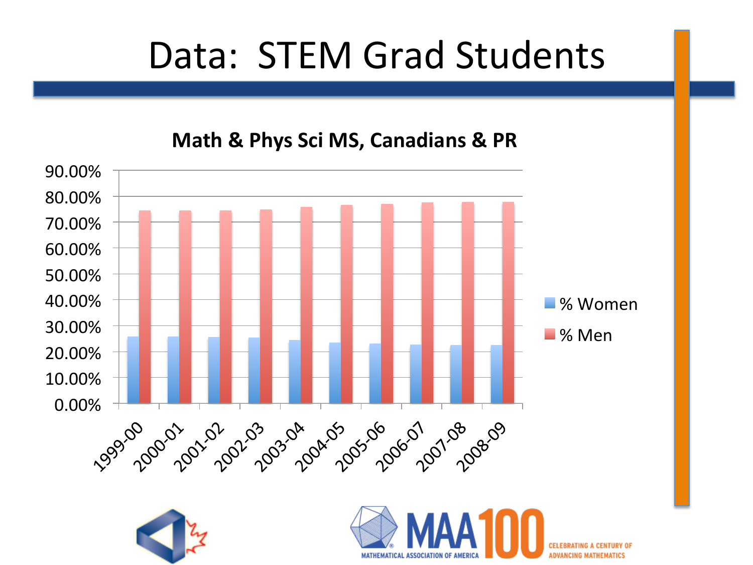# Data: STEM Grad Students

**Math & Phys Sci MS, Canadians & PR**

| Year | % Women | % Men |
|---|---|---|
| 1999-00 | | |
| 2000-01 | | |
| 2001-02 | | |
| 2002-03 | | |
| 2003-04 | | |
| 2004-05 | | |
| 2005-06 | | |
| 2006-07 | | |
| 2007-08 | | |
| 2008-09 | | |

MATHEMATICAL ASSOCIATION OF AMERICA — MAA 100 — CELEBRATING A CENTURY OF ADVANCING MATHEMATICS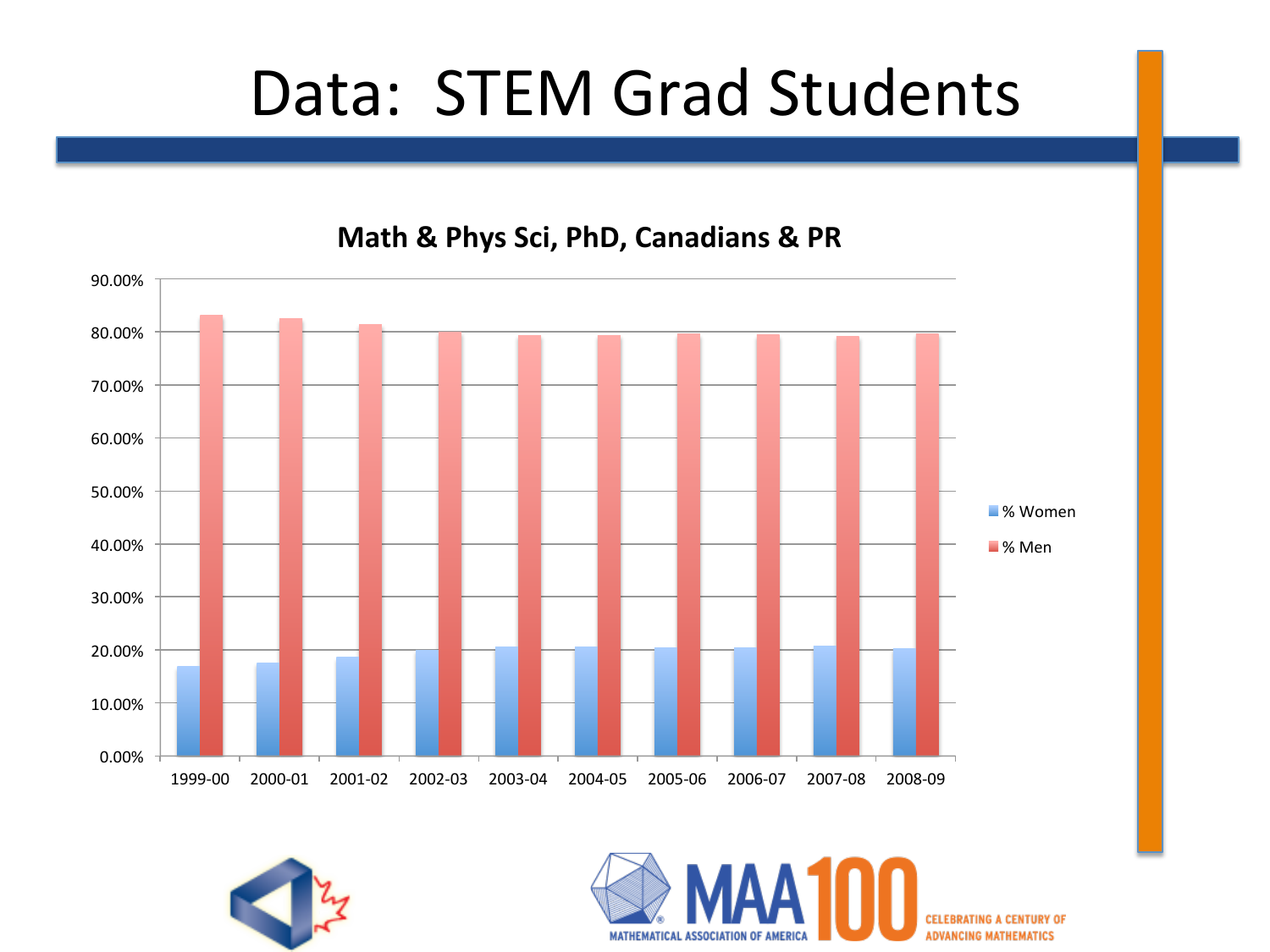# Data: STEM Grad Students

**Math & Phys Sci, PhD, Canadians & PR**

90.00%
80.00%
70.00%
60.00%
50.00%
40.00%
30.00%
20.00%
10.00%
0.00%

1999-00 2000-01 2001-02 2002-03 2003-04 2004-05 2005-06 2006-07 2007-08 2008-09

% Women

% Men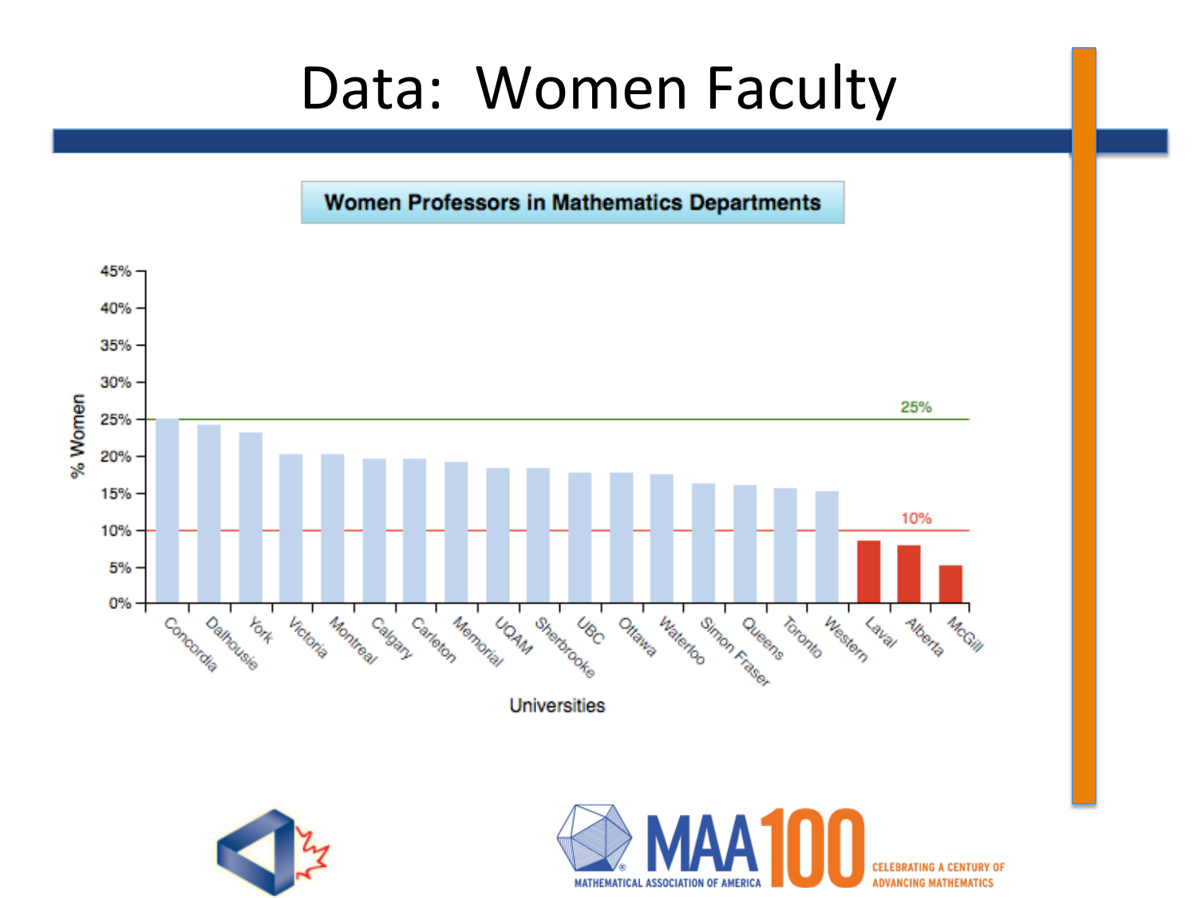# Data: Women Faculty

**Women Professors in Mathematics Departments**

| University | % Women |
|---|---|
| Concordia | 25% |
| Dalhousie | 24% |
| York | 23% |
| Victoria | 20% |
| Montreal | 20% |
| Calgary | 19.5% |
| Carleton | 19.5% |
| Memorial | 19% |
| UQAM | 18% |
| Sherbrooke | 18% |
| UBC | 17.5% |
| Ottawa | 17.5% |
| Waterloo | 17.5% |
| Simon Fraser | 16% |
| Queens | 16% |
| Toronto | 15.5% |
| Western | 15% |
| Laval | 8.5% |
| Alberta | 8% |
| McGill | 5% |

Reference lines: 25%, 10%

Universities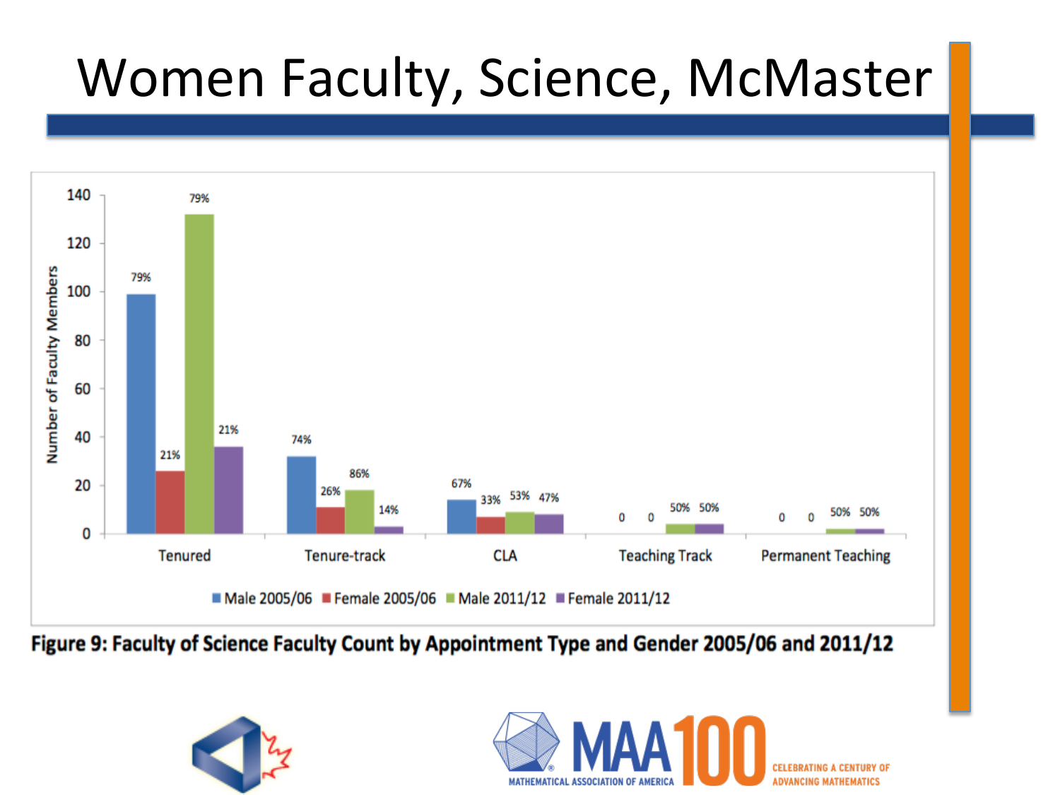# Women Faculty, Science, McMaster

| | Male 2005/06 | Female 2005/06 | Male 2011/12 | Female 2011/12 |
|---|---|---|---|---|
| Tenured | 79% | 21% | 79% | 21% |
| Tenure-track | 74% | 26% | 86% | 14% |
| CLA | 67% | 33% | 53% | 47% |
| Teaching Track | 0 | 0 | 50% | 50% |
| Permanent Teaching | 0 | 0 | 50% | 50% |

**Figure 9: Faculty of Science Faculty Count by Appointment Type and Gender 2005/06 and 2011/12**

MAA 100 — MATHEMATICAL ASSOCIATION OF AMERICA — CELEBRATING A CENTURY OF ADVANCING MATHEMATICS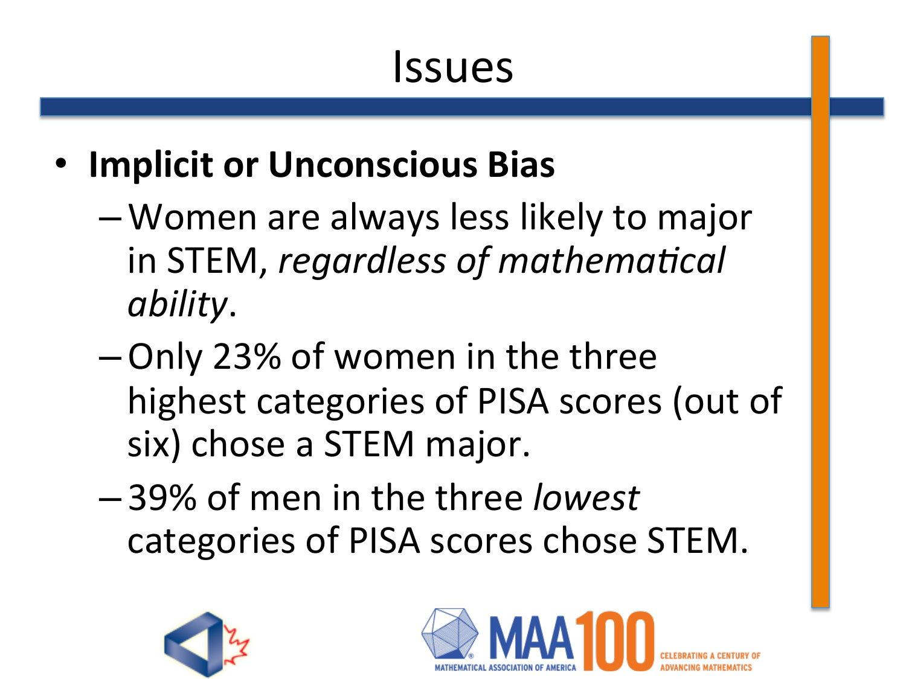# Issues

- **Implicit or Unconscious Bias**
  - Women are always less likely to major in STEM, *regardless of mathematical ability*.
  - Only 23% of women in the three highest categories of PISA scores (out of six) chose a STEM major.
  - 39% of men in the three *lowest* categories of PISA scores chose STEM.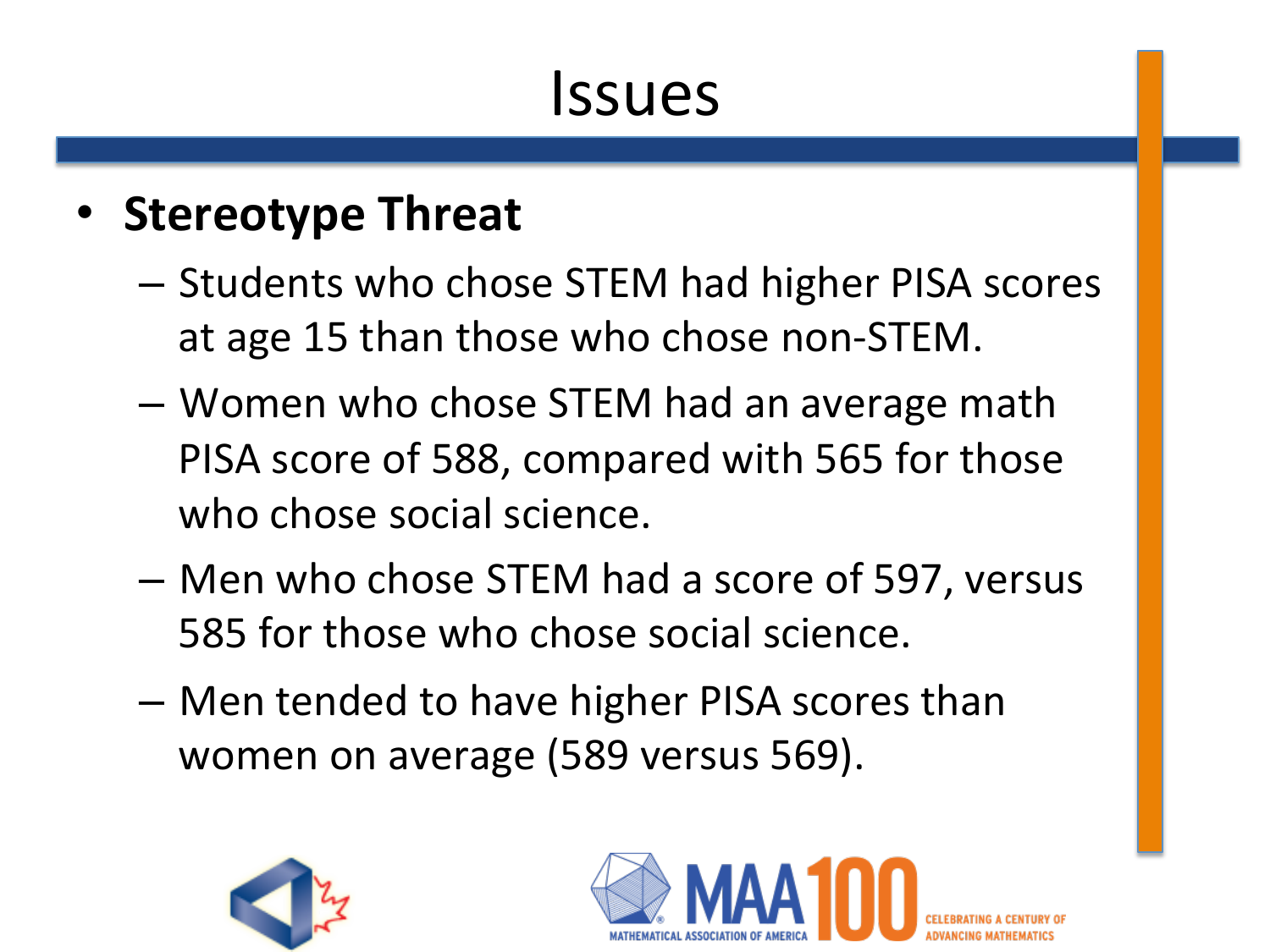# Issues

- **Stereotype Threat**
  - Students who chose STEM had higher PISA scores at age 15 than those who chose non-STEM.
  - Women who chose STEM had an average math PISA score of 588, compared with 565 for those who chose social science.
  - Men who chose STEM had a score of 597, versus 585 for those who chose social science.
  - Men tended to have higher PISA scores than women on average (589 versus 569).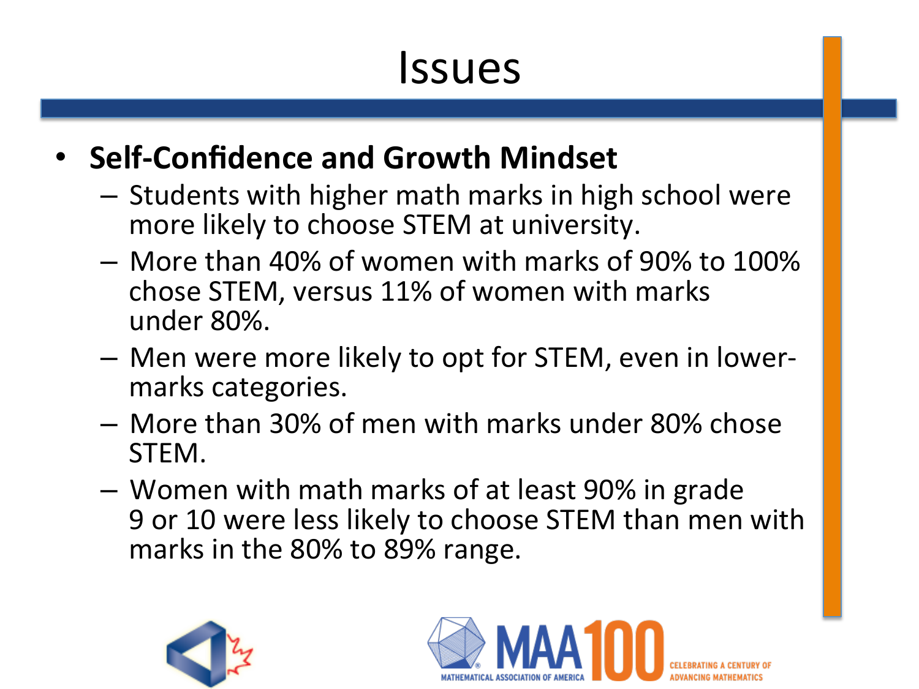# Issues

- **Self-Confidence and Growth Mindset**
  - Students with higher math marks in high school were more likely to choose STEM at university.
  - More than 40% of women with marks of 90% to 100% chose STEM, versus 11% of women with marks under 80%.
  - Men were more likely to opt for STEM, even in lower-marks categories.
  - More than 30% of men with marks under 80% chose STEM.
  - Women with math marks of at least 90% in grade 9 or 10 were less likely to choose STEM than men with marks in the 80% to 89% range.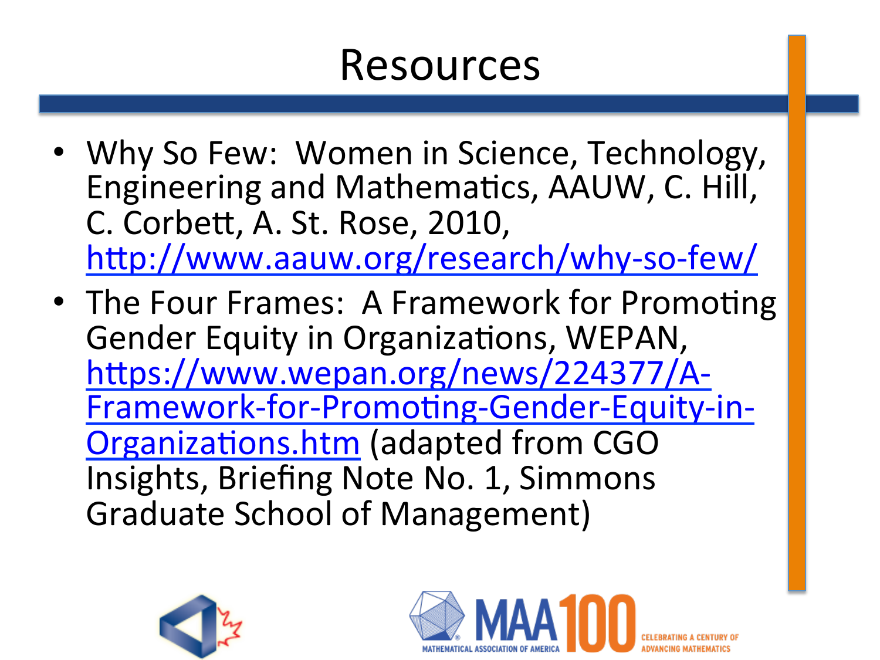# Resources

- Why So Few: Women in Science, Technology, Engineering and Mathematics, AAUW, C. Hill, C. Corbett, A. St. Rose, 2010, http://www.aauw.org/research/why-so-few/
- The Four Frames: A Framework for Promoting Gender Equity in Organizations, WEPAN, https://www.wepan.org/news/224377/A-Framework-for-Promoting-Gender-Equity-in-Organizations.htm (adapted from CGO Insights, Briefing Note No. 1, Simmons Graduate School of Management)

MATHEMATICAL ASSOCIATION OF AMERICA MAA 100 CELEBRATING A CENTURY OF ADVANCING MATHEMATICS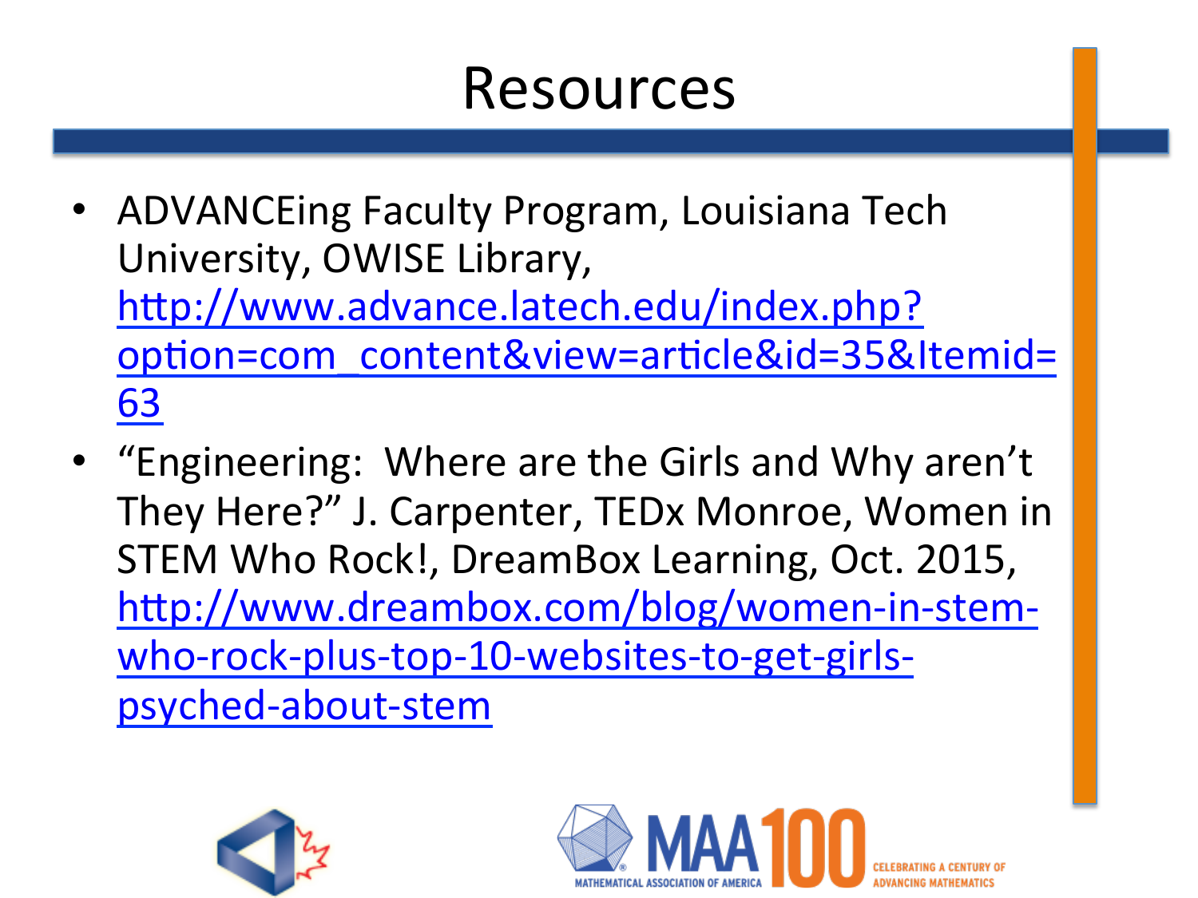# Resources

- ADVANCEing Faculty Program, Louisiana Tech University, OWISE Library, http://www.advance.latech.edu/index.php?option=com_content&view=article&id=35&Itemid=63
- "Engineering: Where are the Girls and Why aren't They Here?" J. Carpenter, TEDx Monroe, Women in STEM Who Rock!, DreamBox Learning, Oct. 2015, http://www.dreambox.com/blog/women-in-stem-who-rock-plus-top-10-websites-to-get-girls-psyched-about-stem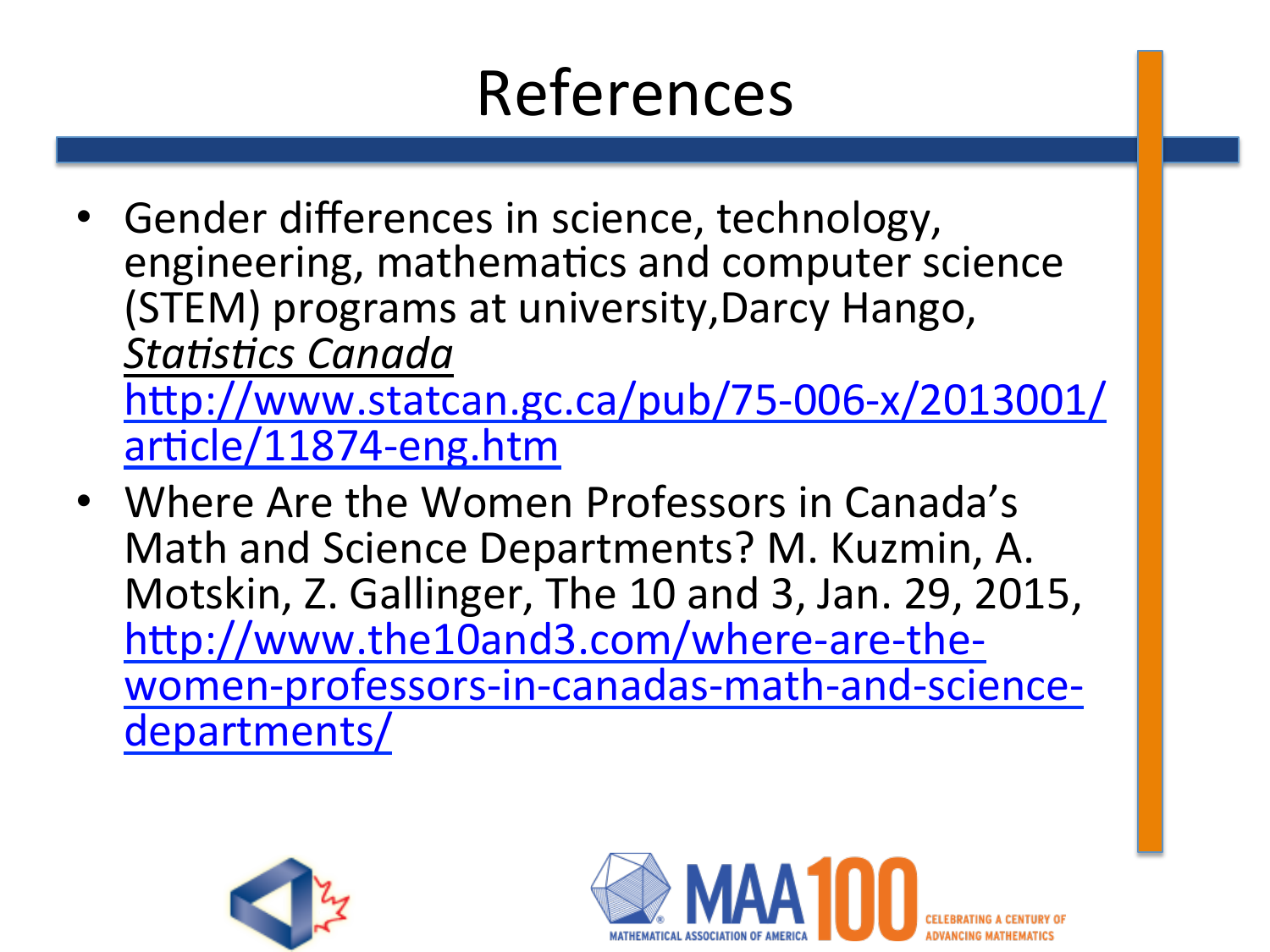# References

- Gender differences in science, technology, engineering, mathematics and computer science (STEM) programs at university,Darcy Hango, *Statistics Canada* http://www.statcan.gc.ca/pub/75-006-x/2013001/article/11874-eng.htm
- Where Are the Women Professors in Canada's Math and Science Departments? M. Kuzmin, A. Motskin, Z. Gallinger, The 10 and 3, Jan. 29, 2015, http://www.the10and3.com/where-are-the-women-professors-in-canadas-math-and-science-departments/

MATHEMATICAL ASSOCIATION OF AMERICA MAA100 CELEBRATING A CENTURY OF ADVANCING MATHEMATICS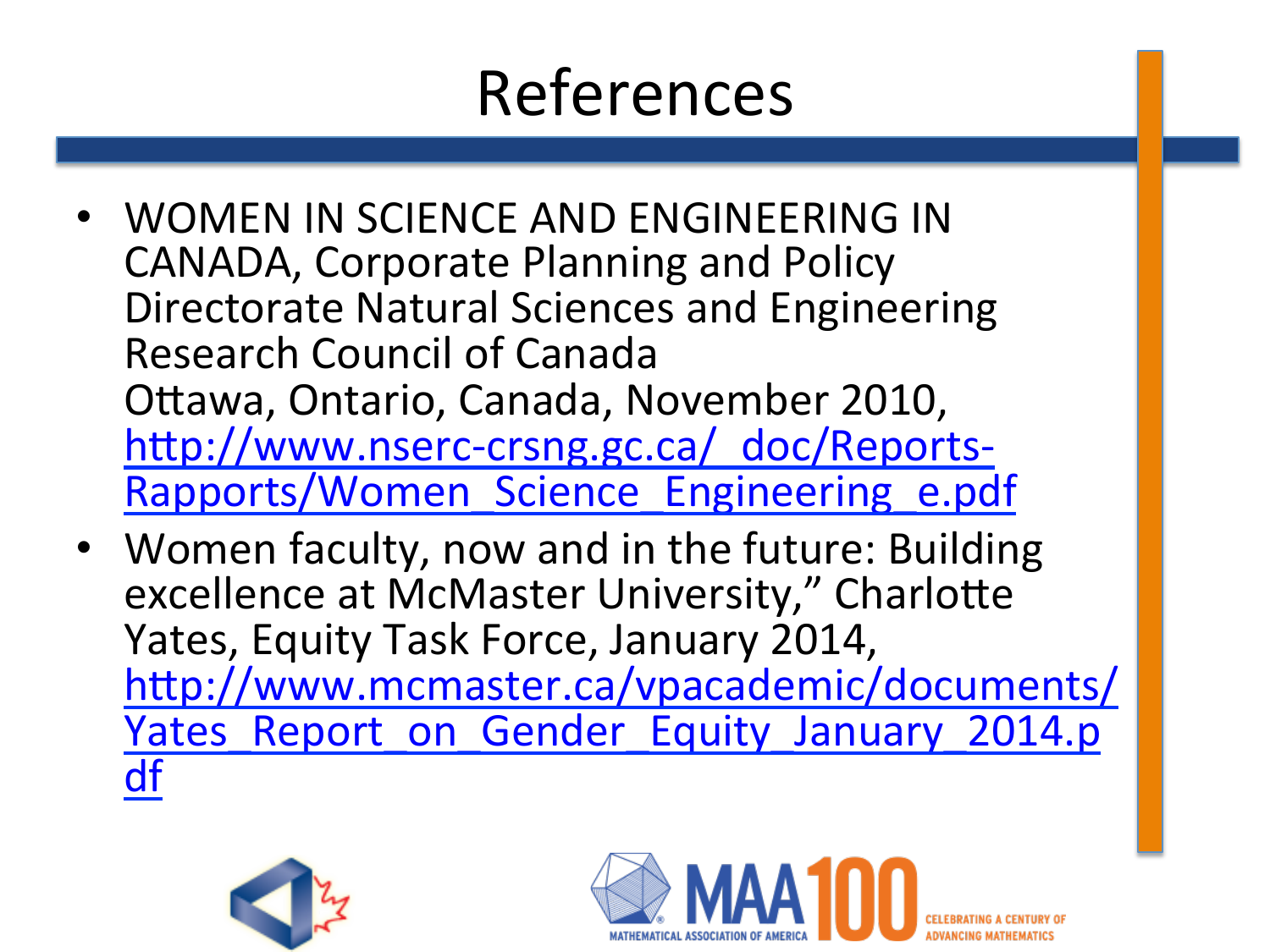# References

- WOMEN IN SCIENCE AND ENGINEERING IN CANADA, Corporate Planning and Policy Directorate Natural Sciences and Engineering Research Council of Canada Ottawa, Ontario, Canada, November 2010, http://www.nserc-crsng.gc.ca/_doc/Reports-Rapports/Women_Science_Engineering_e.pdf
- Women faculty, now and in the future: Building excellence at McMaster University," Charlotte Yates, Equity Task Force, January 2014, http://www.mcmaster.ca/vpacademic/documents/Yates_Report_on_Gender_Equity_January_2014.pdf

MAA 100 MATHEMATICAL ASSOCIATION OF AMERICA CELEBRATING A CENTURY OF ADVANCING MATHEMATICS